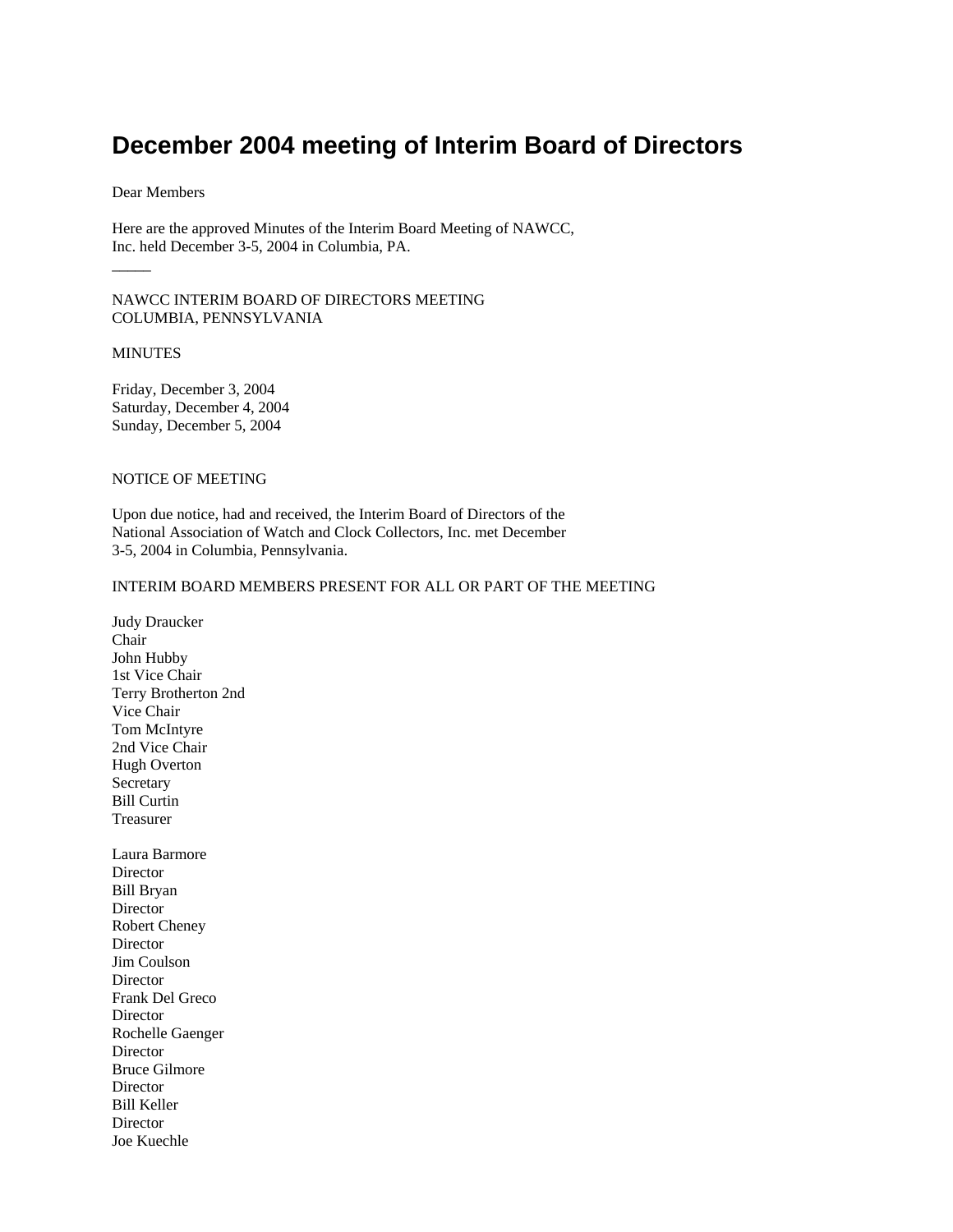# December 2004 meeting of Interim Board of Directors

Dear Members

Here are the approved Minutes of the Interim Board Meeting of NAWCC, Inc. held December 3-5, 2004 in Columbia, PA.

\_\_\_\_\_

NAWCC INTERIM BOARD OF DIRECTORS MEETING
COLUMBIA, PENNSYLVANIA

MINUTES

Friday, December 3, 2004
Saturday, December 4, 2004
Sunday, December 5, 2004

NOTICE OF MEETING

Upon due notice, had and received, the Interim Board of Directors of the National Association of Watch and Clock Collectors, Inc. met December 3-5, 2004 in Columbia, Pennsylvania.

INTERIM BOARD MEMBERS PRESENT FOR ALL OR PART OF THE MEETING

Judy Draucker
Chair
John Hubby
1st Vice Chair
Terry Brotherton 2nd
Vice Chair
Tom McIntyre
2nd Vice Chair
Hugh Overton
Secretary
Bill Curtin
Treasurer

Laura Barmore
Director
Bill Bryan
Director
Robert Cheney
Director
Jim Coulson
Director
Frank Del Greco
Director
Rochelle Gaenger
Director
Bruce Gilmore
Director
Bill Keller
Director
Joe Kuechle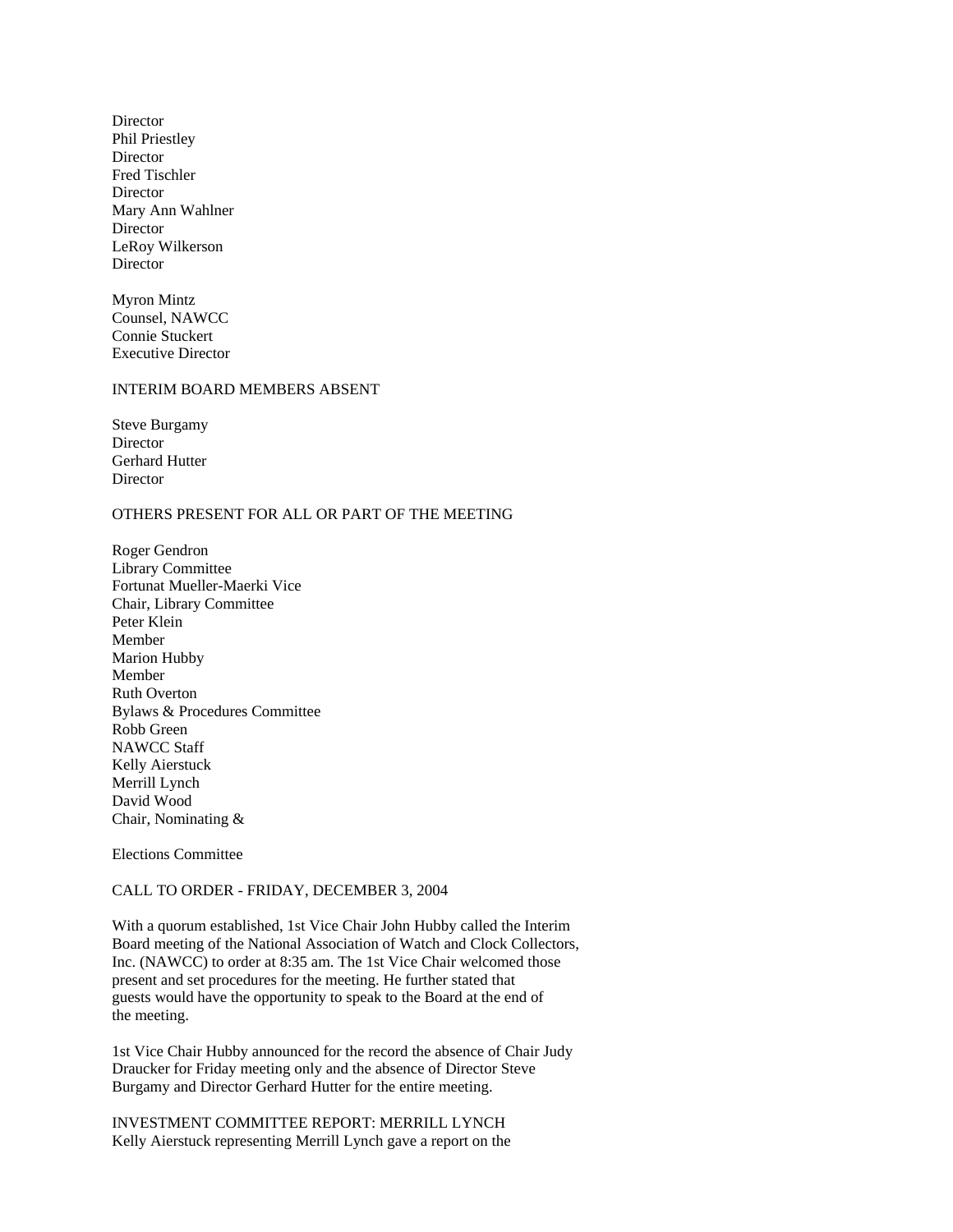Director
Phil Priestley
Director
Fred Tischler
Director
Mary Ann Wahlner
Director
LeRoy Wilkerson
Director

Myron Mintz
Counsel, NAWCC
Connie Stuckert
Executive Director

INTERIM BOARD MEMBERS ABSENT

Steve Burgamy
Director
Gerhard Hutter
Director

OTHERS PRESENT FOR ALL OR PART OF THE MEETING

Roger Gendron
Library Committee
Fortunat Mueller-Maerki Vice
Chair, Library Committee
Peter Klein
Member
Marion Hubby
Member
Ruth Overton
Bylaws & Procedures Committee
Robb Green
NAWCC Staff
Kelly Aierstuck
Merrill Lynch
David Wood
Chair, Nominating &

Elections Committee

CALL TO ORDER - FRIDAY, DECEMBER 3, 2004

With a quorum established, 1st Vice Chair John Hubby called the Interim Board meeting of the National Association of Watch and Clock Collectors, Inc. (NAWCC) to order at 8:35 am. The 1st Vice Chair welcomed those present and set procedures for the meeting. He further stated that guests would have the opportunity to speak to the Board at the end of the meeting.

1st Vice Chair Hubby announced for the record the absence of Chair Judy Draucker for Friday meeting only and the absence of Director Steve Burgamy and Director Gerhard Hutter for the entire meeting.

INVESTMENT COMMITTEE REPORT: MERRILL LYNCH
Kelly Aierstuck representing Merrill Lynch gave a report on the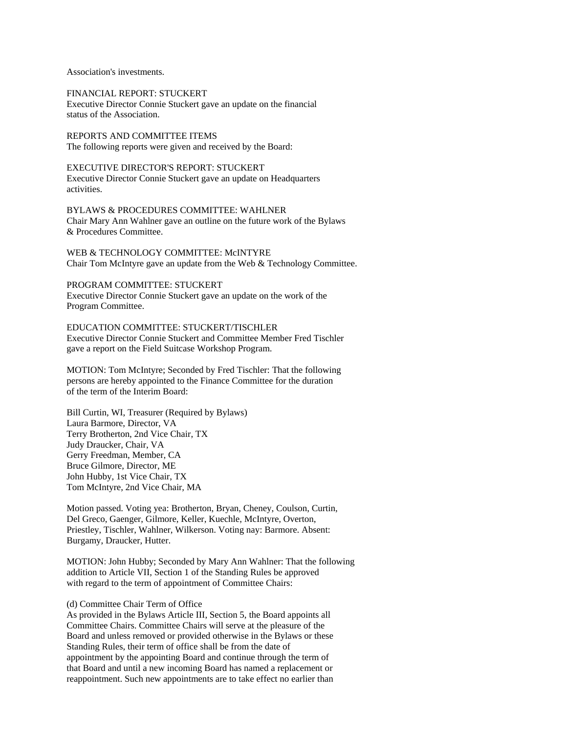Association's investments.

FINANCIAL REPORT: STUCKERT
Executive Director Connie Stuckert gave an update on the financial status of the Association.

REPORTS AND COMMITTEE ITEMS
The following reports were given and received by the Board:

EXECUTIVE DIRECTOR'S REPORT: STUCKERT
Executive Director Connie Stuckert gave an update on Headquarters activities.

BYLAWS & PROCEDURES COMMITTEE: WAHLNER
Chair Mary Ann Wahlner gave an outline on the future work of the Bylaws & Procedures Committee.

WEB & TECHNOLOGY COMMITTEE: McINTYRE
Chair Tom McIntyre gave an update from the Web & Technology Committee.

PROGRAM COMMITTEE: STUCKERT
Executive Director Connie Stuckert gave an update on the work of the Program Committee.

EDUCATION COMMITTEE: STUCKERT/TISCHLER
Executive Director Connie Stuckert and Committee Member Fred Tischler gave a report on the Field Suitcase Workshop Program.

MOTION: Tom McIntyre; Seconded by Fred Tischler: That the following persons are hereby appointed to the Finance Committee for the duration of the term of the Interim Board:

Bill Curtin, WI, Treasurer (Required by Bylaws)
Laura Barmore, Director, VA
Terry Brotherton, 2nd Vice Chair, TX
Judy Draucker, Chair, VA
Gerry Freedman, Member, CA
Bruce Gilmore, Director, ME
John Hubby, 1st Vice Chair, TX
Tom McIntyre, 2nd Vice Chair, MA

Motion passed. Voting yea: Brotherton, Bryan, Cheney, Coulson, Curtin, Del Greco, Gaenger, Gilmore, Keller, Kuechle, McIntyre, Overton, Priestley, Tischler, Wahlner, Wilkerson. Voting nay: Barmore. Absent: Burgamy, Draucker, Hutter.

MOTION: John Hubby; Seconded by Mary Ann Wahlner: That the following addition to Article VII, Section 1 of the Standing Rules be approved with regard to the term of appointment of Committee Chairs:

(d) Committee Chair Term of Office
As provided in the Bylaws Article III, Section 5, the Board appoints all Committee Chairs. Committee Chairs will serve at the pleasure of the Board and unless removed or provided otherwise in the Bylaws or these Standing Rules, their term of office shall be from the date of appointment by the appointing Board and continue through the term of that Board and until a new incoming Board has named a replacement or reappointment. Such new appointments are to take effect no earlier than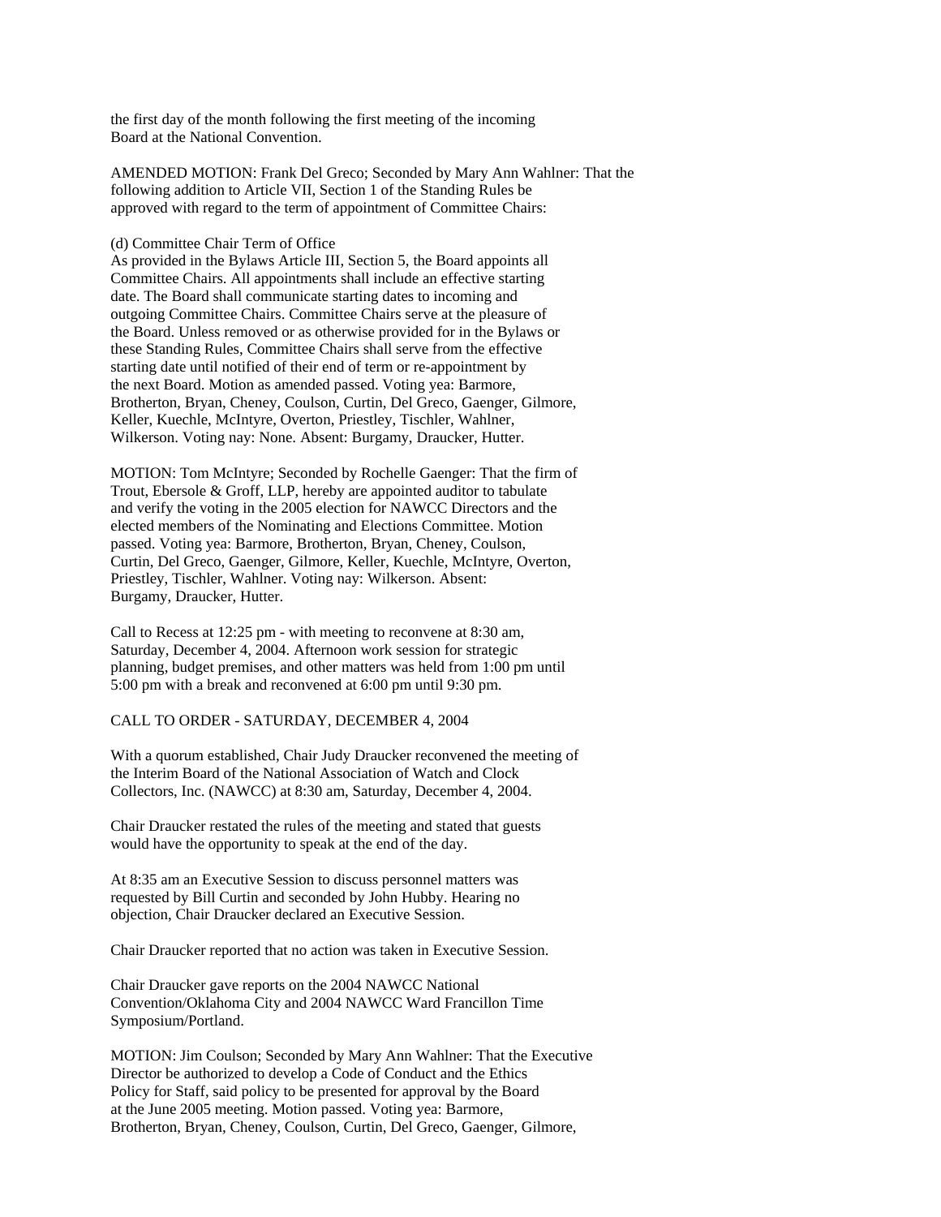the first day of the month following the first meeting of the incoming Board at the National Convention.

AMENDED MOTION: Frank Del Greco; Seconded by Mary Ann Wahlner: That the following addition to Article VII, Section 1 of the Standing Rules be approved with regard to the term of appointment of Committee Chairs:

(d) Committee Chair Term of Office
As provided in the Bylaws Article III, Section 5, the Board appoints all Committee Chairs. All appointments shall include an effective starting date. The Board shall communicate starting dates to incoming and outgoing Committee Chairs. Committee Chairs serve at the pleasure of the Board. Unless removed or as otherwise provided for in the Bylaws or these Standing Rules, Committee Chairs shall serve from the effective starting date until notified of their end of term or re-appointment by the next Board. Motion as amended passed. Voting yea: Barmore, Brotherton, Bryan, Cheney, Coulson, Curtin, Del Greco, Gaenger, Gilmore, Keller, Kuechle, McIntyre, Overton, Priestley, Tischler, Wahlner, Wilkerson. Voting nay: None. Absent: Burgamy, Draucker, Hutter.

MOTION: Tom McIntyre; Seconded by Rochelle Gaenger: That the firm of Trout, Ebersole & Groff, LLP, hereby are appointed auditor to tabulate and verify the voting in the 2005 election for NAWCC Directors and the elected members of the Nominating and Elections Committee. Motion passed. Voting yea: Barmore, Brotherton, Bryan, Cheney, Coulson, Curtin, Del Greco, Gaenger, Gilmore, Keller, Kuechle, McIntyre, Overton, Priestley, Tischler, Wahlner. Voting nay: Wilkerson. Absent: Burgamy, Draucker, Hutter.

Call to Recess at 12:25 pm - with meeting to reconvene at 8:30 am, Saturday, December 4, 2004. Afternoon work session for strategic planning, budget premises, and other matters was held from 1:00 pm until 5:00 pm with a break and reconvened at 6:00 pm until 9:30 pm.

CALL TO ORDER - SATURDAY, DECEMBER 4, 2004

With a quorum established, Chair Judy Draucker reconvened the meeting of the Interim Board of the National Association of Watch and Clock Collectors, Inc. (NAWCC) at 8:30 am, Saturday, December 4, 2004.

Chair Draucker restated the rules of the meeting and stated that guests would have the opportunity to speak at the end of the day.

At 8:35 am an Executive Session to discuss personnel matters was requested by Bill Curtin and seconded by John Hubby. Hearing no objection, Chair Draucker declared an Executive Session.

Chair Draucker reported that no action was taken in Executive Session.

Chair Draucker gave reports on the 2004 NAWCC National Convention/Oklahoma City and 2004 NAWCC Ward Francillon Time Symposium/Portland.

MOTION: Jim Coulson; Seconded by Mary Ann Wahlner: That the Executive Director be authorized to develop a Code of Conduct and the Ethics Policy for Staff, said policy to be presented for approval by the Board at the June 2005 meeting. Motion passed. Voting yea: Barmore, Brotherton, Bryan, Cheney, Coulson, Curtin, Del Greco, Gaenger, Gilmore,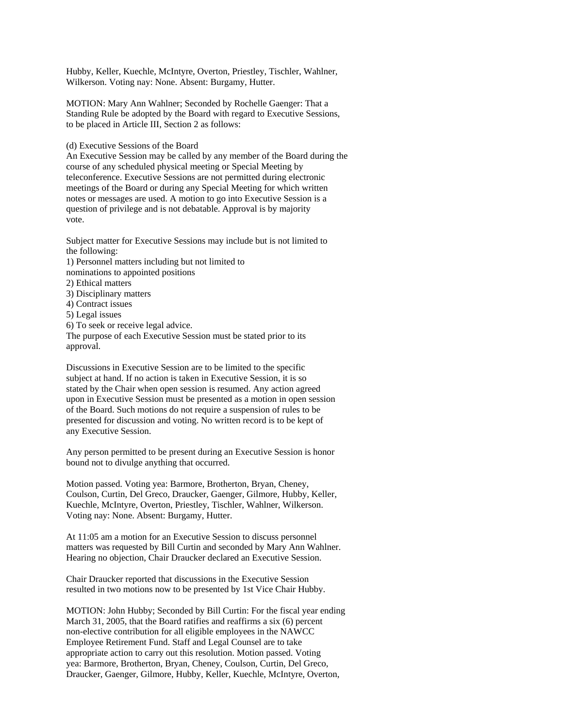Hubby, Keller, Kuechle, McIntyre, Overton, Priestley, Tischler, Wahlner, Wilkerson. Voting nay: None. Absent: Burgamy, Hutter.

MOTION: Mary Ann Wahlner; Seconded by Rochelle Gaenger: That a Standing Rule be adopted by the Board with regard to Executive Sessions, to be placed in Article III, Section 2 as follows:

(d) Executive Sessions of the Board
An Executive Session may be called by any member of the Board during the course of any scheduled physical meeting or Special Meeting by teleconference. Executive Sessions are not permitted during electronic meetings of the Board or during any Special Meeting for which written notes or messages are used. A motion to go into Executive Session is a question of privilege and is not debatable. Approval is by majority vote.

Subject matter for Executive Sessions may include but is not limited to the following:
1) Personnel matters including but not limited to nominations to appointed positions
2) Ethical matters
3) Disciplinary matters
4) Contract issues
5) Legal issues
6) To seek or receive legal advice.
The purpose of each Executive Session must be stated prior to its approval.

Discussions in Executive Session are to be limited to the specific subject at hand. If no action is taken in Executive Session, it is so stated by the Chair when open session is resumed. Any action agreed upon in Executive Session must be presented as a motion in open session of the Board. Such motions do not require a suspension of rules to be presented for discussion and voting. No written record is to be kept of any Executive Session.

Any person permitted to be present during an Executive Session is honor bound not to divulge anything that occurred.

Motion passed. Voting yea: Barmore, Brotherton, Bryan, Cheney, Coulson, Curtin, Del Greco, Draucker, Gaenger, Gilmore, Hubby, Keller, Kuechle, McIntyre, Overton, Priestley, Tischler, Wahlner, Wilkerson. Voting nay: None. Absent: Burgamy, Hutter.

At 11:05 am a motion for an Executive Session to discuss personnel matters was requested by Bill Curtin and seconded by Mary Ann Wahlner. Hearing no objection, Chair Draucker declared an Executive Session.

Chair Draucker reported that discussions in the Executive Session resulted in two motions now to be presented by 1st Vice Chair Hubby.

MOTION: John Hubby; Seconded by Bill Curtin: For the fiscal year ending March 31, 2005, that the Board ratifies and reaffirms a six (6) percent non-elective contribution for all eligible employees in the NAWCC Employee Retirement Fund. Staff and Legal Counsel are to take appropriate action to carry out this resolution. Motion passed. Voting yea: Barmore, Brotherton, Bryan, Cheney, Coulson, Curtin, Del Greco, Draucker, Gaenger, Gilmore, Hubby, Keller, Kuechle, McIntyre, Overton,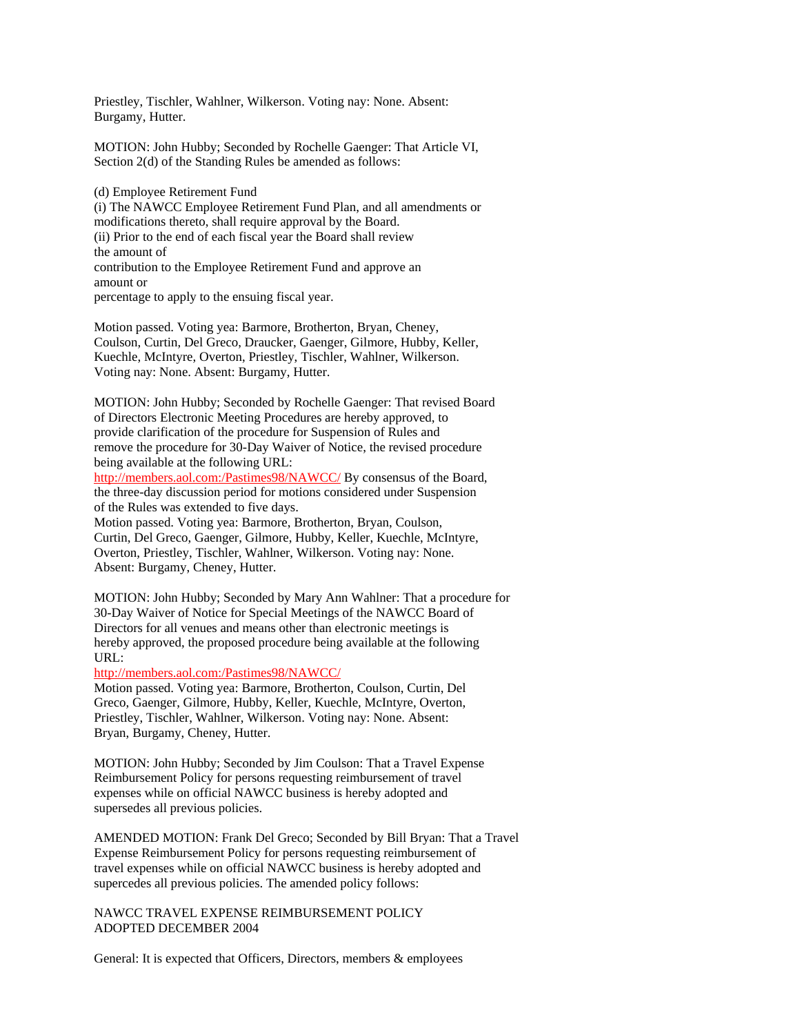Priestley, Tischler, Wahlner, Wilkerson. Voting nay: None. Absent: Burgamy, Hutter.

MOTION: John Hubby; Seconded by Rochelle Gaenger: That Article VI, Section 2(d) of the Standing Rules be amended as follows:

(d) Employee Retirement Fund
(i) The NAWCC Employee Retirement Fund Plan, and all amendments or modifications thereto, shall require approval by the Board.
(ii) Prior to the end of each fiscal year the Board shall review the amount of
contribution to the Employee Retirement Fund and approve an amount or
percentage to apply to the ensuing fiscal year.

Motion passed. Voting yea: Barmore, Brotherton, Bryan, Cheney, Coulson, Curtin, Del Greco, Draucker, Gaenger, Gilmore, Hubby, Keller, Kuechle, McIntyre, Overton, Priestley, Tischler, Wahlner, Wilkerson. Voting nay: None. Absent: Burgamy, Hutter.

MOTION: John Hubby; Seconded by Rochelle Gaenger: That revised Board of Directors Electronic Meeting Procedures are hereby approved, to provide clarification of the procedure for Suspension of Rules and remove the procedure for 30-Day Waiver of Notice, the revised procedure being available at the following URL:
http://members.aol.com:/Pastimes98/NAWCC/ By consensus of the Board, the three-day discussion period for motions considered under Suspension of the Rules was extended to five days.
Motion passed. Voting yea: Barmore, Brotherton, Bryan, Coulson, Curtin, Del Greco, Gaenger, Gilmore, Hubby, Keller, Kuechle, McIntyre, Overton, Priestley, Tischler, Wahlner, Wilkerson. Voting nay: None. Absent: Burgamy, Cheney, Hutter.

MOTION: John Hubby; Seconded by Mary Ann Wahlner: That a procedure for 30-Day Waiver of Notice for Special Meetings of the NAWCC Board of Directors for all venues and means other than electronic meetings is hereby approved, the proposed procedure being available at the following URL:
http://members.aol.com:/Pastimes98/NAWCC/
Motion passed. Voting yea: Barmore, Brotherton, Coulson, Curtin, Del Greco, Gaenger, Gilmore, Hubby, Keller, Kuechle, McIntyre, Overton, Priestley, Tischler, Wahlner, Wilkerson. Voting nay: None. Absent: Bryan, Burgamy, Cheney, Hutter.

MOTION: John Hubby; Seconded by Jim Coulson: That a Travel Expense Reimbursement Policy for persons requesting reimbursement of travel expenses while on official NAWCC business is hereby adopted and supersedes all previous policies.

AMENDED MOTION: Frank Del Greco; Seconded by Bill Bryan: That a Travel Expense Reimbursement Policy for persons requesting reimbursement of travel expenses while on official NAWCC business is hereby adopted and supercedes all previous policies. The amended policy follows:

NAWCC TRAVEL EXPENSE REIMBURSEMENT POLICY
ADOPTED DECEMBER 2004

General: It is expected that Officers, Directors, members & employees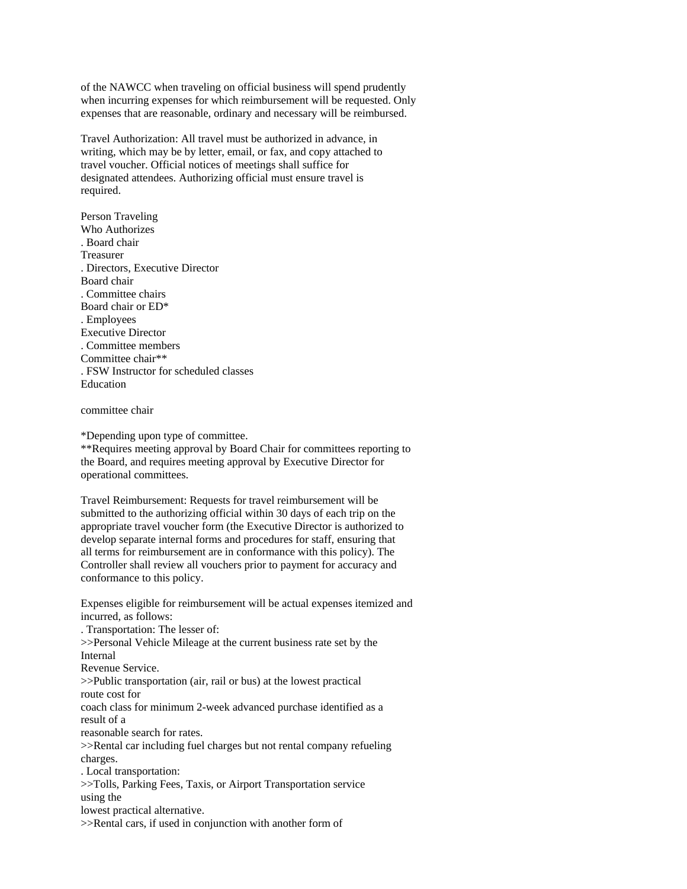of the NAWCC when traveling on official business will spend prudently when incurring expenses for which reimbursement will be requested. Only expenses that are reasonable, ordinary and necessary will be reimbursed.

Travel Authorization: All travel must be authorized in advance, in writing, which may be by letter, email, or fax, and copy attached to travel voucher. Official notices of meetings shall suffice for designated attendees. Authorizing official must ensure travel is required.

| Person Traveling | Who Authorizes |
|---|---|
| Board chair | Treasurer |
| Directors, Executive Director | Board chair |
| Committee chairs | Board chair or ED* |
| Employees | Executive Director |
| Committee members | Committee chair** |
| FSW Instructor for scheduled classes | Education committee chair |

*Depending upon type of committee.
**Requires meeting approval by Board Chair for committees reporting to the Board, and requires meeting approval by Executive Director for operational committees.

Travel Reimbursement: Requests for travel reimbursement will be submitted to the authorizing official within 30 days of each trip on the appropriate travel voucher form (the Executive Director is authorized to develop separate internal forms and procedures for staff, ensuring that all terms for reimbursement are in conformance with this policy). The Controller shall review all vouchers prior to payment for accuracy and conformance to this policy.

Expenses eligible for reimbursement will be actual expenses itemized and incurred, as follows:

- Transportation: The lesser of:
  - Personal Vehicle Mileage at the current business rate set by the Internal Revenue Service.
  - Public transportation (air, rail or bus) at the lowest practical route cost for coach class for minimum 2-week advanced purchase identified as a result of a reasonable search for rates.
  - Rental car including fuel charges but not rental company refueling charges.
- Local transportation:
  - Tolls, Parking Fees, Taxis, or Airport Transportation service using the lowest practical alternative.
  - Rental cars, if used in conjunction with another form of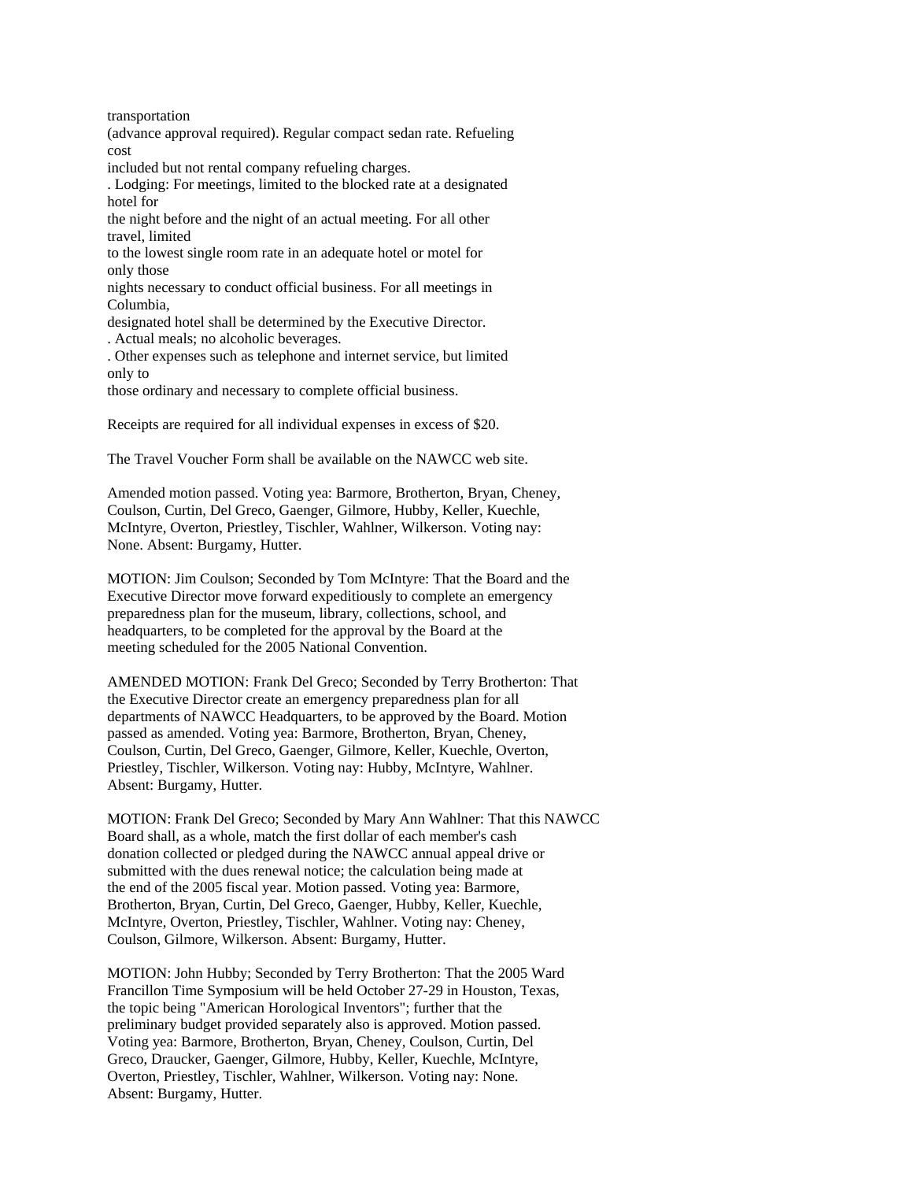transportation
(advance approval required). Regular compact sedan rate. Refueling cost
included but not rental company refueling charges.

. Lodging: For meetings, limited to the blocked rate at a designated hotel for
the night before and the night of an actual meeting. For all other travel, limited
to the lowest single room rate in an adequate hotel or motel for only those
nights necessary to conduct official business. For all meetings in Columbia,
designated hotel shall be determined by the Executive Director.

. Actual meals; no alcoholic beverages.

. Other expenses such as telephone and internet service, but limited only to
those ordinary and necessary to complete official business.

Receipts are required for all individual expenses in excess of $20.

The Travel Voucher Form shall be available on the NAWCC web site.

Amended motion passed. Voting yea: Barmore, Brotherton, Bryan, Cheney, Coulson, Curtin, Del Greco, Gaenger, Gilmore, Hubby, Keller, Kuechle, McIntyre, Overton, Priestley, Tischler, Wahlner, Wilkerson. Voting nay: None. Absent: Burgamy, Hutter.

MOTION: Jim Coulson; Seconded by Tom McIntyre: That the Board and the Executive Director move forward expeditiously to complete an emergency preparedness plan for the museum, library, collections, school, and headquarters, to be completed for the approval by the Board at the meeting scheduled for the 2005 National Convention.

AMENDED MOTION: Frank Del Greco; Seconded by Terry Brotherton: That the Executive Director create an emergency preparedness plan for all departments of NAWCC Headquarters, to be approved by the Board. Motion passed as amended. Voting yea: Barmore, Brotherton, Bryan, Cheney, Coulson, Curtin, Del Greco, Gaenger, Gilmore, Keller, Kuechle, Overton, Priestley, Tischler, Wilkerson. Voting nay: Hubby, McIntyre, Wahlner. Absent: Burgamy, Hutter.

MOTION: Frank Del Greco; Seconded by Mary Ann Wahlner: That this NAWCC Board shall, as a whole, match the first dollar of each member's cash donation collected or pledged during the NAWCC annual appeal drive or submitted with the dues renewal notice; the calculation being made at the end of the 2005 fiscal year. Motion passed. Voting yea: Barmore, Brotherton, Bryan, Curtin, Del Greco, Gaenger, Hubby, Keller, Kuechle, McIntyre, Overton, Priestley, Tischler, Wahlner. Voting nay: Cheney, Coulson, Gilmore, Wilkerson. Absent: Burgamy, Hutter.

MOTION: John Hubby; Seconded by Terry Brotherton: That the 2005 Ward Francillon Time Symposium will be held October 27-29 in Houston, Texas, the topic being "American Horological Inventors"; further that the preliminary budget provided separately also is approved. Motion passed. Voting yea: Barmore, Brotherton, Bryan, Cheney, Coulson, Curtin, Del Greco, Draucker, Gaenger, Gilmore, Hubby, Keller, Kuechle, McIntyre, Overton, Priestley, Tischler, Wahlner, Wilkerson. Voting nay: None. Absent: Burgamy, Hutter.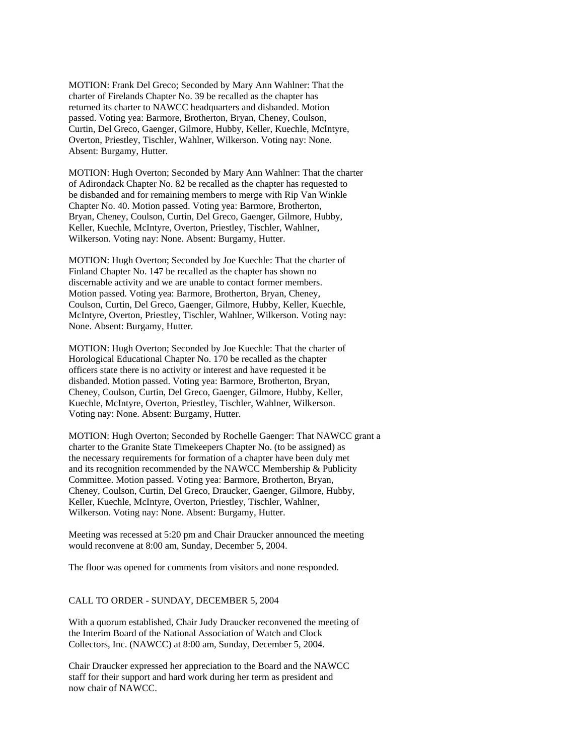MOTION: Frank Del Greco; Seconded by Mary Ann Wahlner: That the charter of Firelands Chapter No. 39 be recalled as the chapter has returned its charter to NAWCC headquarters and disbanded. Motion passed. Voting yea: Barmore, Brotherton, Bryan, Cheney, Coulson, Curtin, Del Greco, Gaenger, Gilmore, Hubby, Keller, Kuechle, McIntyre, Overton, Priestley, Tischler, Wahlner, Wilkerson. Voting nay: None. Absent: Burgamy, Hutter.

MOTION: Hugh Overton; Seconded by Mary Ann Wahlner: That the charter of Adirondack Chapter No. 82 be recalled as the chapter has requested to be disbanded and for remaining members to merge with Rip Van Winkle Chapter No. 40. Motion passed. Voting yea: Barmore, Brotherton, Bryan, Cheney, Coulson, Curtin, Del Greco, Gaenger, Gilmore, Hubby, Keller, Kuechle, McIntyre, Overton, Priestley, Tischler, Wahlner, Wilkerson. Voting nay: None. Absent: Burgamy, Hutter.

MOTION: Hugh Overton; Seconded by Joe Kuechle: That the charter of Finland Chapter No. 147 be recalled as the chapter has shown no discernable activity and we are unable to contact former members. Motion passed. Voting yea: Barmore, Brotherton, Bryan, Cheney, Coulson, Curtin, Del Greco, Gaenger, Gilmore, Hubby, Keller, Kuechle, McIntyre, Overton, Priestley, Tischler, Wahlner, Wilkerson. Voting nay: None. Absent: Burgamy, Hutter.

MOTION: Hugh Overton; Seconded by Joe Kuechle: That the charter of Horological Educational Chapter No. 170 be recalled as the chapter officers state there is no activity or interest and have requested it be disbanded. Motion passed. Voting yea: Barmore, Brotherton, Bryan, Cheney, Coulson, Curtin, Del Greco, Gaenger, Gilmore, Hubby, Keller, Kuechle, McIntyre, Overton, Priestley, Tischler, Wahlner, Wilkerson. Voting nay: None. Absent: Burgamy, Hutter.

MOTION: Hugh Overton; Seconded by Rochelle Gaenger: That NAWCC grant a charter to the Granite State Timekeepers Chapter No. (to be assigned) as the necessary requirements for formation of a chapter have been duly met and its recognition recommended by the NAWCC Membership & Publicity Committee. Motion passed. Voting yea: Barmore, Brotherton, Bryan, Cheney, Coulson, Curtin, Del Greco, Draucker, Gaenger, Gilmore, Hubby, Keller, Kuechle, McIntyre, Overton, Priestley, Tischler, Wahlner, Wilkerson. Voting nay: None. Absent: Burgamy, Hutter.

Meeting was recessed at 5:20 pm and Chair Draucker announced the meeting would reconvene at 8:00 am, Sunday, December 5, 2004.

The floor was opened for comments from visitors and none responded.

CALL TO ORDER - SUNDAY, DECEMBER 5, 2004

With a quorum established, Chair Judy Draucker reconvened the meeting of the Interim Board of the National Association of Watch and Clock Collectors, Inc. (NAWCC) at 8:00 am, Sunday, December 5, 2004.

Chair Draucker expressed her appreciation to the Board and the NAWCC staff for their support and hard work during her term as president and now chair of NAWCC.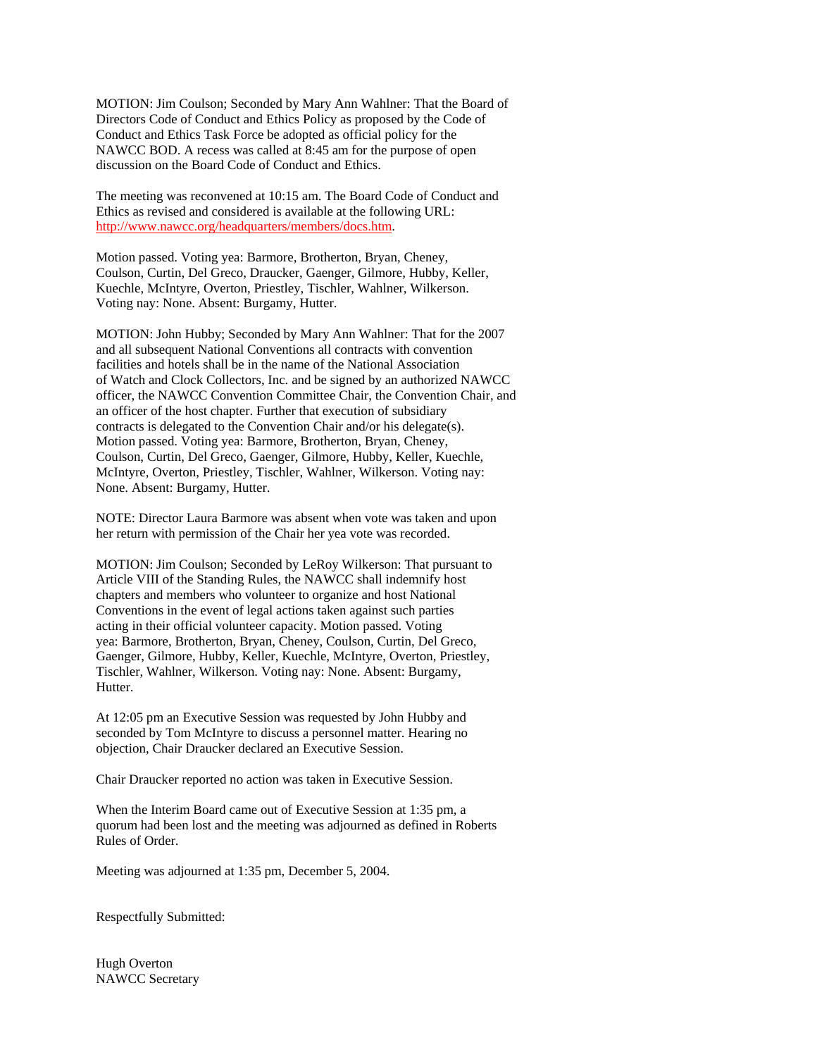MOTION: Jim Coulson; Seconded by Mary Ann Wahlner: That the Board of Directors Code of Conduct and Ethics Policy as proposed by the Code of Conduct and Ethics Task Force be adopted as official policy for the NAWCC BOD. A recess was called at 8:45 am for the purpose of open discussion on the Board Code of Conduct and Ethics.

The meeting was reconvened at 10:15 am. The Board Code of Conduct and Ethics as revised and considered is available at the following URL: http://www.nawcc.org/headquarters/members/docs.htm.

Motion passed. Voting yea: Barmore, Brotherton, Bryan, Cheney, Coulson, Curtin, Del Greco, Draucker, Gaenger, Gilmore, Hubby, Keller, Kuechle, McIntyre, Overton, Priestley, Tischler, Wahlner, Wilkerson. Voting nay: None. Absent: Burgamy, Hutter.

MOTION: John Hubby; Seconded by Mary Ann Wahlner: That for the 2007 and all subsequent National Conventions all contracts with convention facilities and hotels shall be in the name of the National Association of Watch and Clock Collectors, Inc. and be signed by an authorized NAWCC officer, the NAWCC Convention Committee Chair, the Convention Chair, and an officer of the host chapter. Further that execution of subsidiary contracts is delegated to the Convention Chair and/or his delegate(s). Motion passed. Voting yea: Barmore, Brotherton, Bryan, Cheney, Coulson, Curtin, Del Greco, Gaenger, Gilmore, Hubby, Keller, Kuechle, McIntyre, Overton, Priestley, Tischler, Wahlner, Wilkerson. Voting nay: None. Absent: Burgamy, Hutter.

NOTE: Director Laura Barmore was absent when vote was taken and upon her return with permission of the Chair her yea vote was recorded.

MOTION: Jim Coulson; Seconded by LeRoy Wilkerson: That pursuant to Article VIII of the Standing Rules, the NAWCC shall indemnify host chapters and members who volunteer to organize and host National Conventions in the event of legal actions taken against such parties acting in their official volunteer capacity. Motion passed. Voting yea: Barmore, Brotherton, Bryan, Cheney, Coulson, Curtin, Del Greco, Gaenger, Gilmore, Hubby, Keller, Kuechle, McIntyre, Overton, Priestley, Tischler, Wahlner, Wilkerson. Voting nay: None. Absent: Burgamy, Hutter.

At 12:05 pm an Executive Session was requested by John Hubby and seconded by Tom McIntyre to discuss a personnel matter. Hearing no objection, Chair Draucker declared an Executive Session.

Chair Draucker reported no action was taken in Executive Session.

When the Interim Board came out of Executive Session at 1:35 pm, a quorum had been lost and the meeting was adjourned as defined in Roberts Rules of Order.

Meeting was adjourned at 1:35 pm, December 5, 2004.

Respectfully Submitted:

Hugh Overton
NAWCC Secretary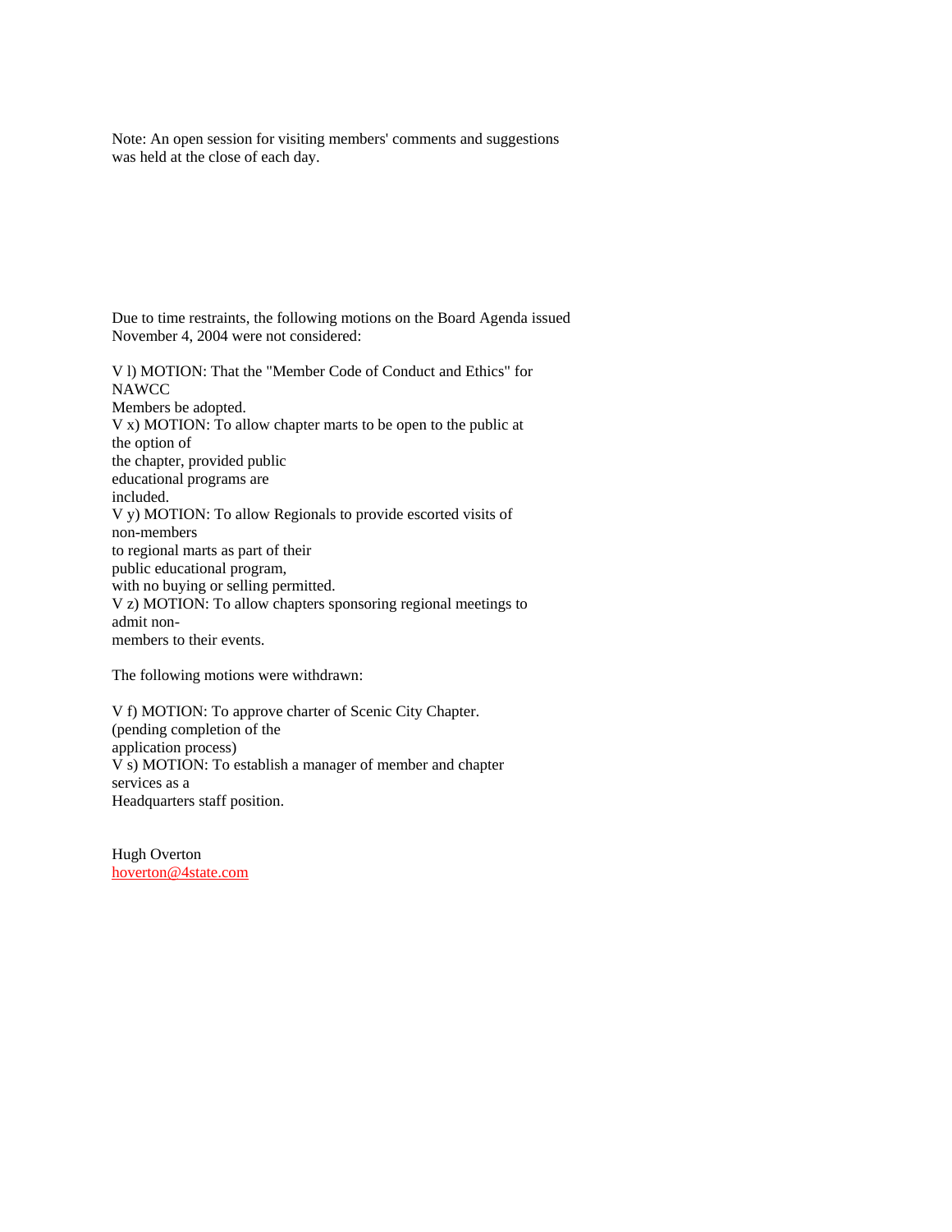Note: An open session for visiting members' comments and suggestions was held at the close of each day.

Due to time restraints, the following motions on the Board Agenda issued November 4, 2004 were not considered:

V l) MOTION: That the "Member Code of Conduct and Ethics" for NAWCC Members be adopted.
V x) MOTION: To allow chapter marts to be open to the public at the option of the chapter, provided public educational programs are included.
V y) MOTION: To allow Regionals to provide escorted visits of non-members to regional marts as part of their public educational program, with no buying or selling permitted.
V z) MOTION: To allow chapters sponsoring regional meetings to admit non-members to their events.

The following motions were withdrawn:

V f) MOTION: To approve charter of Scenic City Chapter. (pending completion of the application process)
V s) MOTION: To establish a manager of member and chapter services as a Headquarters staff position.

Hugh Overton
hoverton@4state.com